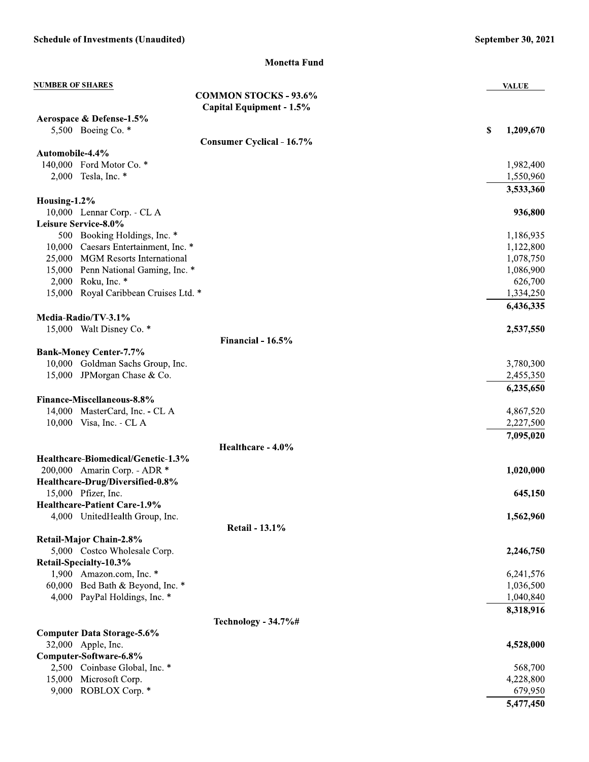**Schedule of Investments (Unaudited)** — **September 30, 2021**

## Monetta Fund

| NUMBER OF SHARES | | VALUE |
|---|---|---|
| | **COMMON STOCKS - 93.6%** | |
| | **Capital Equipment - 1.5%** | |
| **Aerospace & Defense-1.5%** | | |
| 5,500 | Boeing Co. * | $ **1,209,670** |
| | **Consumer Cyclical - 16.7%** | |
| **Automobile-4.4%** | | |
| 140,000 | Ford Motor Co. * | 1,982,400 |
| 2,000 | Tesla, Inc. * | 1,550,960 |
| | | **3,533,360** |
| **Housing-1.2%** | | |
| 10,000 | Lennar Corp. - CL A | **936,800** |
| **Leisure Service-8.0%** | | |
| 500 | Booking Holdings, Inc. * | 1,186,935 |
| 10,000 | Caesars Entertainment, Inc. * | 1,122,800 |
| 25,000 | MGM Resorts International | 1,078,750 |
| 15,000 | Penn National Gaming, Inc. * | 1,086,900 |
| 2,000 | Roku, Inc. * | 626,700 |
| 15,000 | Royal Caribbean Cruises Ltd. * | 1,334,250 |
| | | **6,436,335** |
| **Media-Radio/TV-3.1%** | | |
| 15,000 | Walt Disney Co. * | **2,537,550** |
| | **Financial - 16.5%** | |
| **Bank-Money Center-7.7%** | | |
| 10,000 | Goldman Sachs Group, Inc. | 3,780,300 |
| 15,000 | JPMorgan Chase & Co. | 2,455,350 |
| | | **6,235,650** |
| **Finance-Miscellaneous-8.8%** | | |
| 14,000 | MasterCard, Inc. - CL A | 4,867,520 |
| 10,000 | Visa, Inc. - CL A | 2,227,500 |
| | | **7,095,020** |
| | **Healthcare - 4.0%** | |
| **Healthcare-Biomedical/Genetic-1.3%** | | |
| 200,000 | Amarin Corp. - ADR * | **1,020,000** |
| **Healthcare-Drug/Diversified-0.8%** | | |
| 15,000 | Pfizer, Inc. | **645,150** |
| **Healthcare-Patient Care-1.9%** | | |
| 4,000 | UnitedHealth Group, Inc. | **1,562,960** |
| | **Retail - 13.1%** | |
| **Retail-Major Chain-2.8%** | | |
| 5,000 | Costco Wholesale Corp. | **2,246,750** |
| **Retail-Specialty-10.3%** | | |
| 1,900 | Amazon.com, Inc. * | 6,241,576 |
| 60,000 | Bed Bath & Beyond, Inc. * | 1,036,500 |
| 4,000 | PayPal Holdings, Inc. * | 1,040,840 |
| | | **8,318,916** |
| | **Technology - 34.7%#** | |
| **Computer Data Storage-5.6%** | | |
| 32,000 | Apple, Inc. | **4,528,000** |
| **Computer-Software-6.8%** | | |
| 2,500 | Coinbase Global, Inc. * | 568,700 |
| 15,000 | Microsoft Corp. | 4,228,800 |
| 9,000 | ROBLOX Corp. * | 679,950 |
| | | **5,477,450** |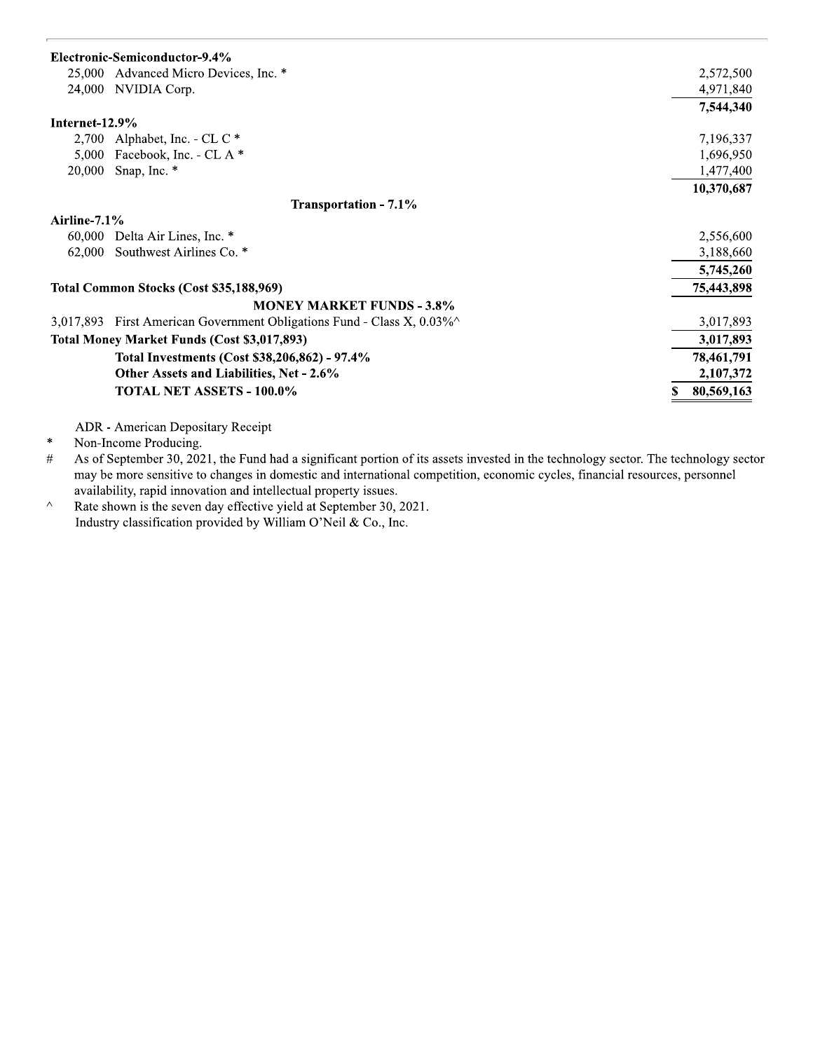| Shares | Security | Value |
|---|---|---|
| **Electronic-Semiconductor-9.4%** | | |
| 25,000 | Advanced Micro Devices, Inc. * | 2,572,500 |
| 24,000 | NVIDIA Corp. | 4,971,840 |
| | | **7,544,340** |
| **Internet-12.9%** | | |
| 2,700 | Alphabet, Inc. - CL C * | 7,196,337 |
| 5,000 | Facebook, Inc. - CL A * | 1,696,950 |
| 20,000 | Snap, Inc. * | 1,477,400 |
| | | **10,370,687** |
| | **Transportation - 7.1%** | |
| **Airline-7.1%** | | |
| 60,000 | Delta Air Lines, Inc. * | 2,556,600 |
| 62,000 | Southwest Airlines Co. * | 3,188,660 |
| | | **5,745,260** |
| **Total Common Stocks (Cost $35,188,969)** | | **75,443,898** |
| | **MONEY MARKET FUNDS - 3.8%** | |
| 3,017,893 | First American Government Obligations Fund - Class X, 0.03%^ | 3,017,893 |
| **Total Money Market Funds (Cost $3,017,893)** | | **3,017,893** |
| | **Total Investments (Cost $38,206,862) - 97.4%** | **78,461,791** |
| | **Other Assets and Liabilities, Net - 2.6%** | **2,107,372** |
| | **TOTAL NET ASSETS - 100.0%** | **$ 80,569,163** |

ADR - American Depositary Receipt

* Non-Income Producing.

# As of September 30, 2021, the Fund had a significant portion of its assets invested in the technology sector. The technology sector may be more sensitive to changes in domestic and international competition, economic cycles, financial resources, personnel availability, rapid innovation and intellectual property issues.

^ Rate shown is the seven day effective yield at September 30, 2021.

Industry classification provided by William O'Neil & Co., Inc.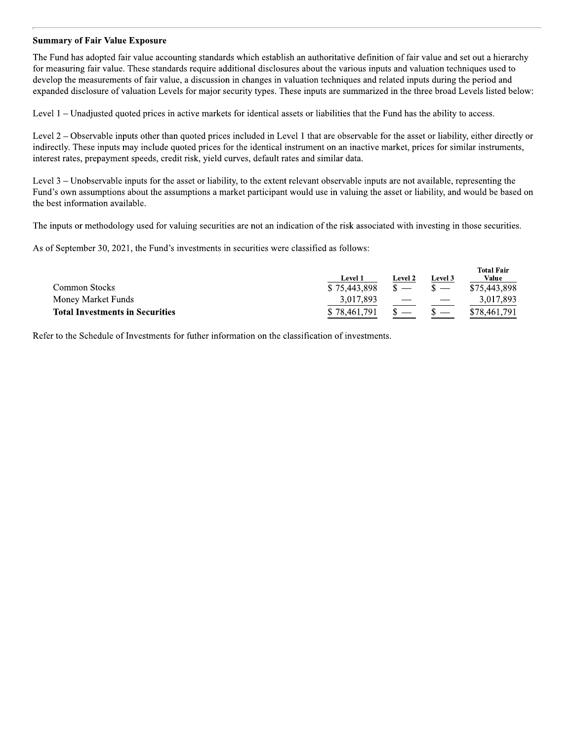**Summary of Fair Value Exposure**

The Fund has adopted fair value accounting standards which establish an authoritative definition of fair value and set out a hierarchy for measuring fair value. These standards require additional disclosures about the various inputs and valuation techniques used to develop the measurements of fair value, a discussion in changes in valuation techniques and related inputs during the period and expanded disclosure of valuation Levels for major security types. These inputs are summarized in the three broad Levels listed below:

Level 1 – Unadjusted quoted prices in active markets for identical assets or liabilities that the Fund has the ability to access.

Level 2 – Observable inputs other than quoted prices included in Level 1 that are observable for the asset or liability, either directly or indirectly. These inputs may include quoted prices for the identical instrument on an inactive market, prices for similar instruments, interest rates, prepayment speeds, credit risk, yield curves, default rates and similar data.

Level 3 – Unobservable inputs for the asset or liability, to the extent relevant observable inputs are not available, representing the Fund's own assumptions about the assumptions a market participant would use in valuing the asset or liability, and would be based on the best information available.

The inputs or methodology used for valuing securities are not an indication of the risk associated with investing in those securities.

As of September 30, 2021, the Fund's investments in securities were classified as follows:

| | Level 1 | Level 2 | Level 3 | Total Fair Value |
|---|---|---|---|---|
| Common Stocks | $ 75,443,898 | $ — | $ — | $75,443,898 |
| Money Market Funds | 3,017,893 | — | — | 3,017,893 |
| **Total Investments in Securities** | $ 78,461,791 | $ — | $ — | $78,461,791 |

Refer to the Schedule of Investments for futher information on the classification of investments.